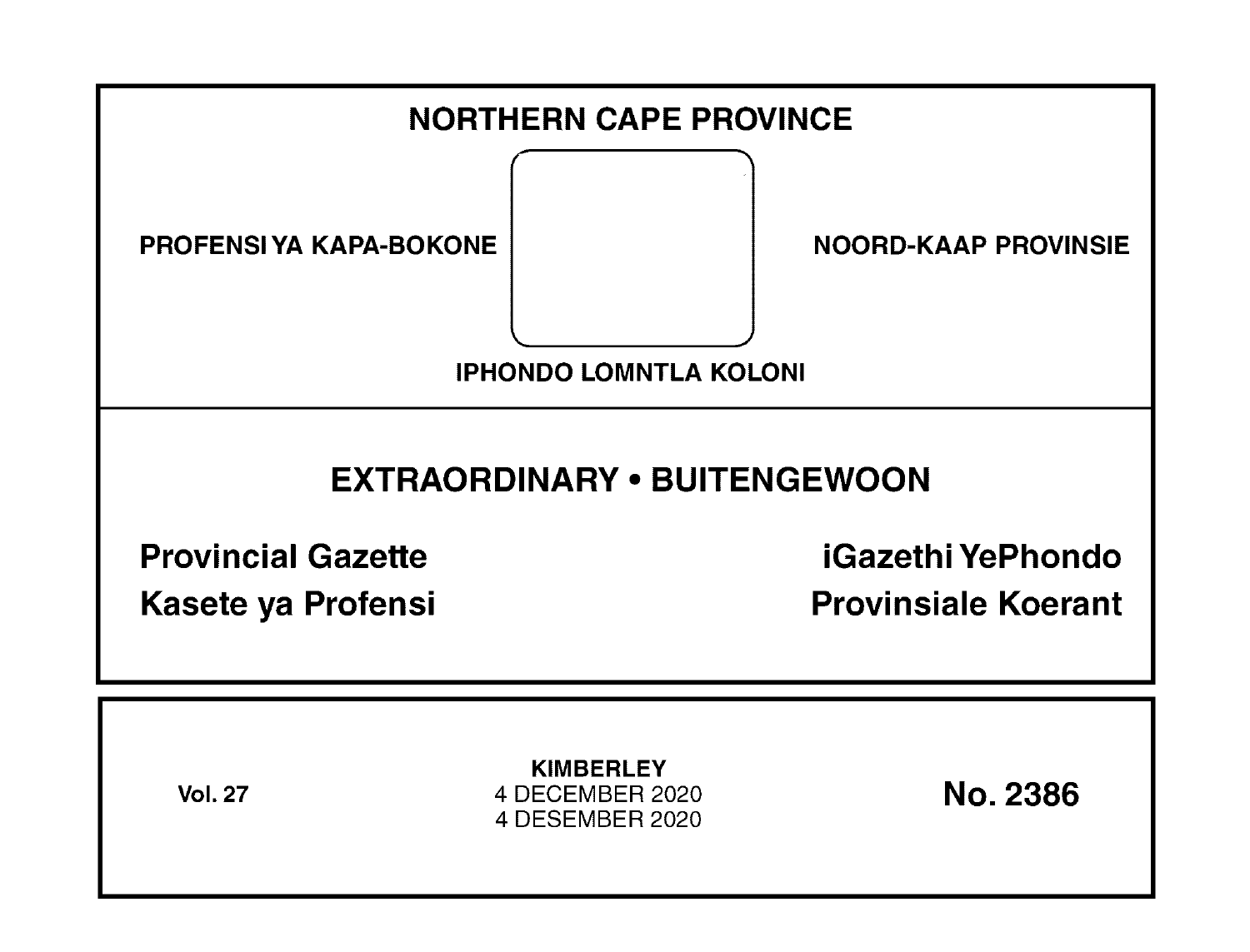# NORTHERN CAPE PROVINCE

PROFENSI YA KAPA-BOKONE

NOORD-KAAP PROVINSIE

IPHONDO LOMNTLA KOLONI

## EXTRAORDINARY • BUITENGEWOON

**Provincial Gazette**

**iGazethi YePhondo**

**Kasete ya Profensi**

**Provinsiale Koerant**

Vol. 27

**KIMBERLEY**
4 DECEMBER 2020
4 DESEMBER 2020

**No. 2386**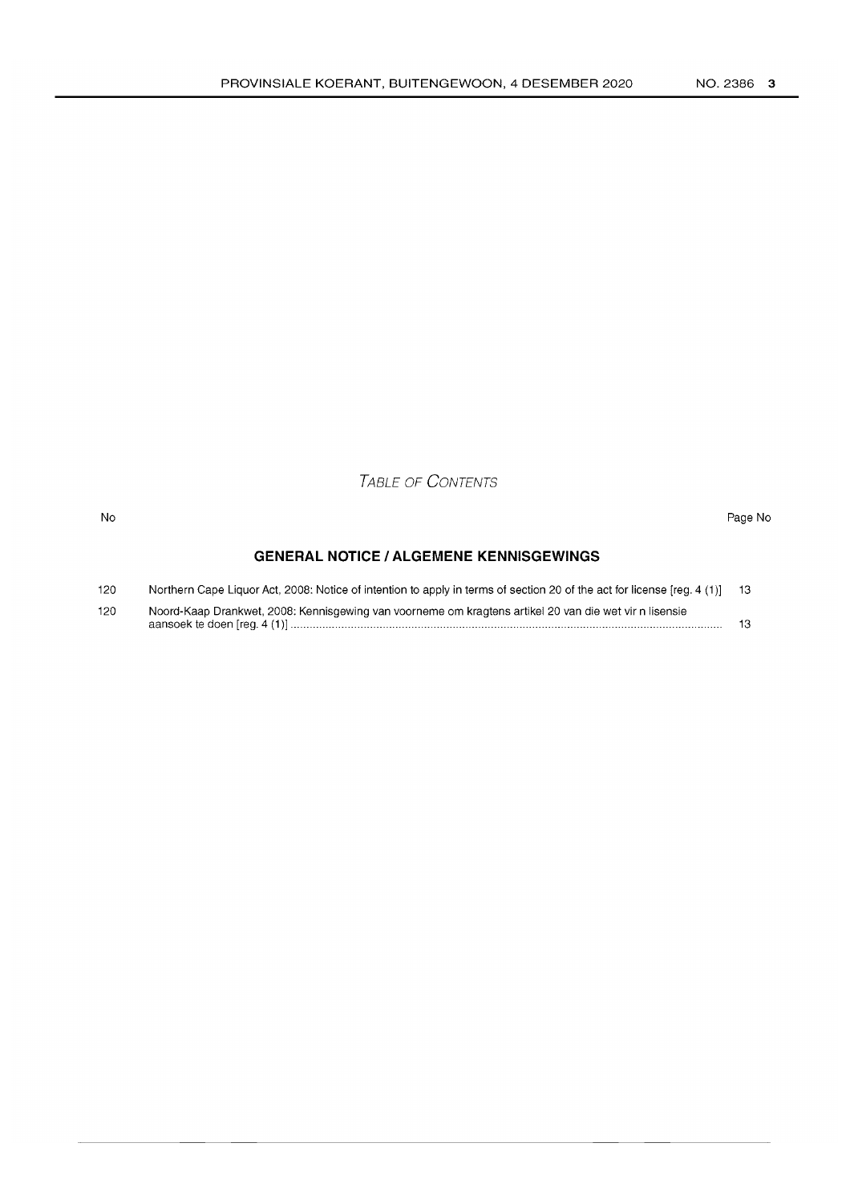# *Table of Contents*

| No | | Page No |
|---|---|---|
| | **GENERAL NOTICE / ALGEMENE KENNISGEWINGS** | |
| 120 | Northern Cape Liquor Act, 2008: Notice of intention to apply in terms of section 20 of the act for license [reg. 4 (1)] | 13 |
| 120 | Noord-Kaap Drankwet, 2008: Kennisgewing van voorneme om kragtens artikel 20 van die wet vir n lisensie aansoek te doen [reg. 4 (1)] | 13 |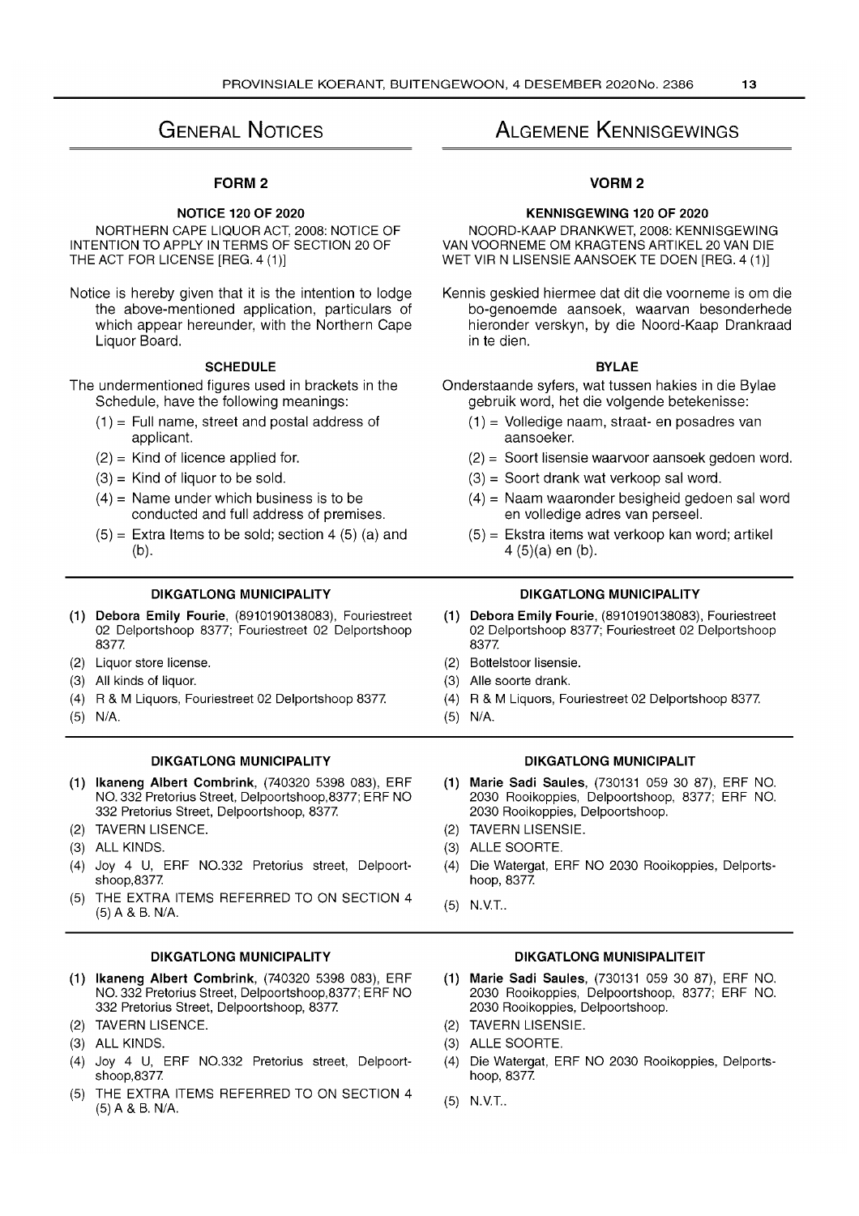# General Notices

## FORM 2

### NOTICE 120 OF 2020

NORTHERN CAPE LIQUOR ACT, 2008: NOTICE OF INTENTION TO APPLY IN TERMS OF SECTION 20 OF THE ACT FOR LICENSE [REG. 4 (1)]

Notice is hereby given that it is the intention to lodge the above-mentioned application, particulars of which appear hereunder, with the Northern Cape Liquor Board.

### SCHEDULE

The undermentioned figures used in brackets in the Schedule, have the following meanings:

(1) = Full name, street and postal address of applicant.

(2) = Kind of licence applied for.

(3) = Kind of liquor to be sold.

(4) = Name under which business is to be conducted and full address of premises.

(5) = Extra Items to be sold; section 4 (5) (a) and (b).

---

#### DIKGATLONG MUNICIPALITY

(1) **Debora Emily Fourie**, (8910190138083), Fouriestreet 02 Delportshoop 8377; Fouriestreet 02 Delportshoop 8377.

(2) Liquor store license.

(3) All kinds of liquor.

(4) R & M Liquors, Fouriestreet 02 Delportshoop 8377.

(5) N/A.

---

#### DIKGATLONG MUNICIPALITY

(1) **Ikaneng Albert Combrink**, (740320 5398 083), ERF NO. 332 Pretorius Street, Delpoortshoop,8377; ERF NO 332 Pretorius Street, Delpoortshoop, 8377.

(2) TAVERN LISENCE.

(3) ALL KINDS.

(4) Joy 4 U, ERF NO.332 Pretorius street, Delpoortshoop,8377.

(5) THE EXTRA ITEMS REFERRED TO ON SECTION 4 (5) A & B. N/A.

---

#### DIKGATLONG MUNICIPALITY

(1) **Ikaneng Albert Combrink**, (740320 5398 083), ERF NO. 332 Pretorius Street, Delpoortshoop,8377; ERF NO 332 Pretorius Street, Delpoortshoop, 8377.

(2) TAVERN LISENCE.

(3) ALL KINDS.

(4) Joy 4 U, ERF NO.332 Pretorius street, Delpoortshoop,8377.

(5) THE EXTRA ITEMS REFERRED TO ON SECTION 4 (5) A & B. N/A.

---

# Algemene Kennisgewings

## VORM 2

### KENNISGEWING 120 OF 2020

NOORD-KAAP DRANKWET, 2008: KENNISGEWING VAN VOORNEME OM KRAGTENS ARTIKEL 20 VAN DIE WET VIR N LISENSIE AANSOEK TE DOEN [REG. 4 (1)]

Kennis geskied hiermee dat dit die voorneme is om die bo-genoemde aansoek, waarvan besonderhede hieronder verskyn, by die Noord-Kaap Drankraad in te dien.

### BYLAE

Onderstaande syfers, wat tussen hakies in die Bylae gebruik word, het die volgende betekenisse:

(1) = Volledige naam, straat- en posadres van aansoeker.

(2) = Soort lisensie waarvoor aansoek gedoen word.

(3) = Soort drank wat verkoop sal word.

(4) = Naam waaronder besigheid gedoen sal word en volledige adres van perseel.

(5) = Ekstra items wat verkoop kan word; artikel 4 (5)(a) en (b).

---

#### DIKGATLONG MUNICIPALITY

(1) **Debora Emily Fourie**, (8910190138083), Fouriestreet 02 Delportshoop 8377; Fouriestreet 02 Delportshoop 8377.

(2) Bottelstoor lisensie.

(3) Alle soorte drank.

(4) R & M Liquors, Fouriestreet 02 Delportshoop 8377.

(5) N/A.

---

#### DIKGATLONG MUNICIPALIT

(1) **Marie Sadi Saules**, (730131 059 30 87), ERF NO. 2030 Rooikoppies, Delpoortshoop, 8377; ERF NO. 2030 Rooikoppies, Delpoortshoop.

(2) TAVERN LISENSIE.

(3) ALLE SOORTE.

(4) Die Watergat, ERF NO 2030 Rooikoppies, Delportshoop, 8377.

(5) N.V.T..

---

#### DIKGATLONG MUNISIPALITEIT

(1) **Marie Sadi Saules**, (730131 059 30 87), ERF NO. 2030 Rooikoppies, Delpoortshoop, 8377; ERF NO. 2030 Rooikoppies, Delpoortshoop.

(2) TAVERN LISENSIE.

(3) ALLE SOORTE.

(4) Die Watergat, ERF NO 2030 Rooikoppies, Delportshoop, 8377.

(5) N.V.T..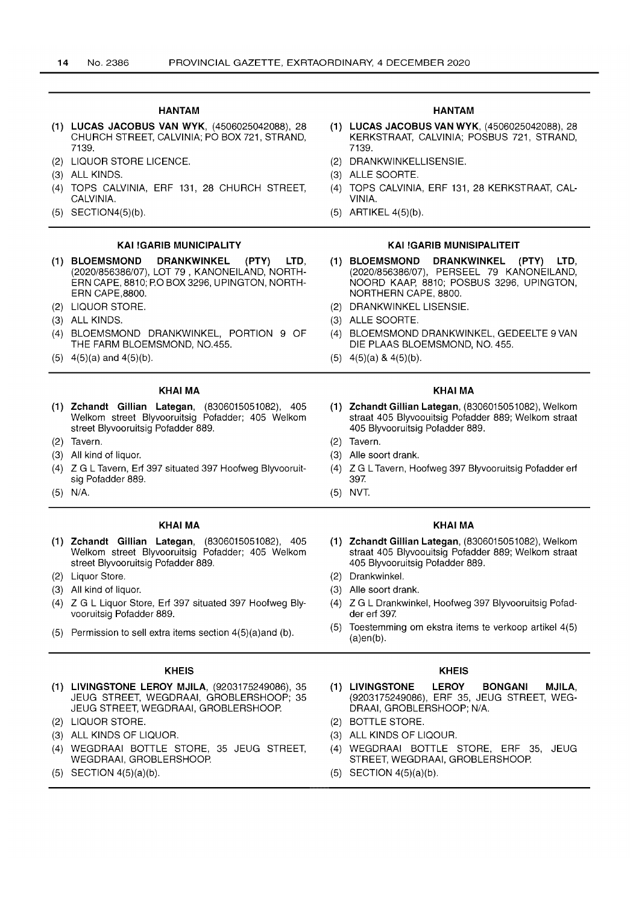### HANTAM

**(1) LUCAS JACOBUS VAN WYK**, (4506025042088), 28 CHURCH STREET, CALVINIA; PO BOX 721, STRAND, 7139.

(2) LIQUOR STORE LICENCE.

(3) ALL KINDS.

(4) TOPS CALVINIA, ERF 131, 28 CHURCH STREET, CALVINIA.

(5) SECTION4(5)(b).

### HANTAM

**(1) LUCAS JACOBUS VAN WYK**, (4506025042088), 28 KERKSTRAAT, CALVINIA; POSBUS 721, STRAND, 7139.

(2) DRANKWINKELLISENSIE.

(3) ALLE SOORTE.

(4) TOPS CALVINIA, ERF 131, 28 KERKSTRAAT, CALVINIA.

(5) ARTIKEL 4(5)(b).

### KAI !GARIB MUNICIPALITY

**(1) BLOEMSMOND DRANKWINKEL (PTY) LTD**, (2020/856386/07), LOT 79 , KANONEILAND, NORTHERN CAPE, 8810; P.O BOX 3296, UPINGTON, NORTHERN CAPE,8800.

(2) LIQUOR STORE.

(3) ALL KINDS.

(4) BLOEMSMOND DRANKWINKEL, PORTION 9 OF THE FARM BLOEMSMOND, NO.455.

(5) 4(5)(a) and 4(5)(b).

### KAI !GARIB MUNISIPALITEIT

**(1) BLOEMSMOND DRANKWINKEL (PTY) LTD**, (2020/856386/07), PERSEEL 79 KANONEILAND, NOORD KAAP, 8810; POSBUS 3296, UPINGTON, NORTHERN CAPE, 8800.

(2) DRANKWINKEL LISENSIE.

(3) ALLE SOORTE.

(4) BLOEMSMOND DRANKWINKEL, GEDEELTE 9 VAN DIE PLAAS BLOEMSMOND, NO. 455.

(5) 4(5)(a) & 4(5)(b).

### KHAI MA

**(1) Zchandt Gillian Lategan**, (8306015051082), 405 Welkom street Blyvooruitsig Pofadder; 405 Welkom street Blyvooruitsig Pofadder 889.

(2) Tavern.

(3) All kind of liquor.

(4) Z G L Tavern, Erf 397 situated 397 Hoofweg Blyvooruitsig Pofadder 889.

(5) N/A.

### KHAI MA

**(1) Zchandt Gillian Lategan**, (8306015051082), Welkom straat 405 Blyvoouitsig Pofadder 889; Welkom straat 405 Blyvooruitsig Pofadder 889.

(2) Tavern.

(3) Alle soort drank.

(4) Z G L Tavern, Hoofweg 397 Blyvooruitsig Pofadder erf 397.

(5) NVT.

### KHAI MA

**(1) Zchandt Gillian Lategan**, (8306015051082), 405 Welkom street Blyvooruitsig Pofadder; 405 Welkom street Blyvooruitsig Pofadder 889.

(2) Liquor Store.

(3) All kind of liquor.

(4) Z G L Liquor Store, Erf 397 situated 397 Hoofweg Blyvooruitsig Pofadder 889.

(5) Permission to sell extra items section 4(5)(a)and (b).

### KHAI MA

**(1) Zchandt Gillian Lategan**, (8306015051082), Welkom straat 405 Blyvoouitsig Pofadder 889; Welkom straat 405 Blyvooruitsig Pofadder 889.

(2) Drankwinkel.

(3) Alle soort drank.

(4) Z G L Drankwinkel, Hoofweg 397 Blyvooruitsig Pofadder erf 397.

(5) Toestemming om ekstra items te verkoop artikel 4(5)(a)en(b).

### KHEIS

**(1) LIVINGSTONE LEROY MJILA**, (9203175249086), 35 JEUG STREET, WEGDRAAI, GROBLERSHOOP; 35 JEUG STREET, WEGDRAAI, GROBLERSHOOP.

(2) LIQUOR STORE.

(3) ALL KINDS OF LIQUOR.

(4) WEGDRAAI BOTTLE STORE, 35 JEUG STREET, WEGDRAAI, GROBLERSHOOP.

(5) SECTION 4(5)(a)(b).

### KHEIS

**(1) LIVINGSTONE LEROY BONGANI MJILA**, (9203175249086), ERF 35, JEUG STREET, WEGDRAAI, GROBLERSHOOP; N/A.

(2) BOTTLE STORE.

(3) ALL KINDS OF LIQOUR.

(4) WEGDRAAI BOTTLE STORE, ERF 35, JEUG STREET, WEGDRAAI, GROBLERSHOOP.

(5) SECTION 4(5)(a)(b).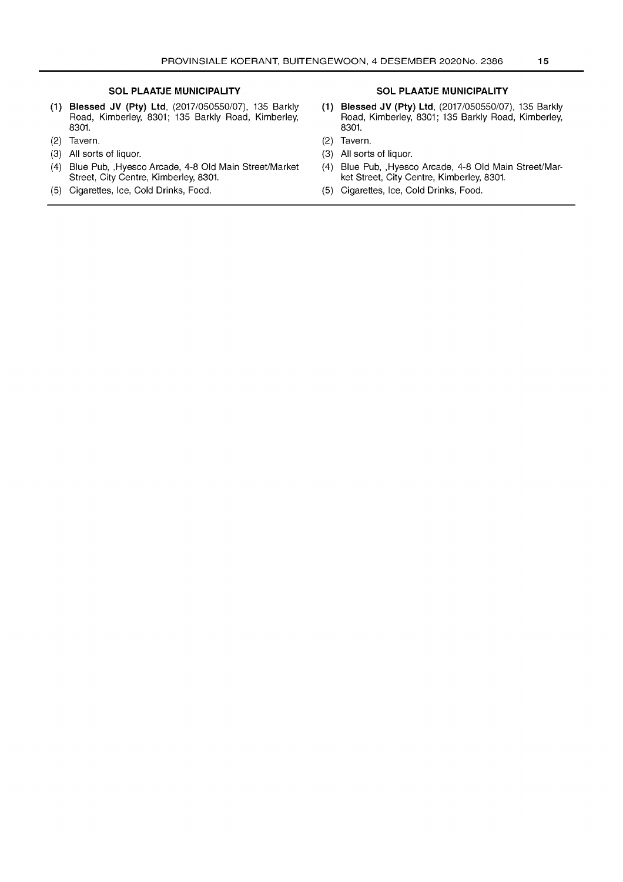### SOL PLAATJE MUNICIPALITY

(1) **Blessed JV (Pty) Ltd**, (2017/050550/07), 135 Barkly Road, Kimberley, 8301; 135 Barkly Road, Kimberley, 8301.
(2) Tavern.
(3) All sorts of liquor.
(4) Blue Pub, ,Hyesco Arcade, 4-8 Old Main Street/Market Street, City Centre, Kimberley, 8301.
(5) Cigarettes, Ice, Cold Drinks, Food.

### SOL PLAATJE MUNICIPALITY

(1) **Blessed JV (Pty) Ltd**, (2017/050550/07), 135 Barkly Road, Kimberley, 8301; 135 Barkly Road, Kimberley, 8301.
(2) Tavern.
(3) All sorts of liquor.
(4) Blue Pub, ,Hyesco Arcade, 4-8 Old Main Street/Market Street, City Centre, Kimberley, 8301.
(5) Cigarettes, Ice, Cold Drinks, Food.